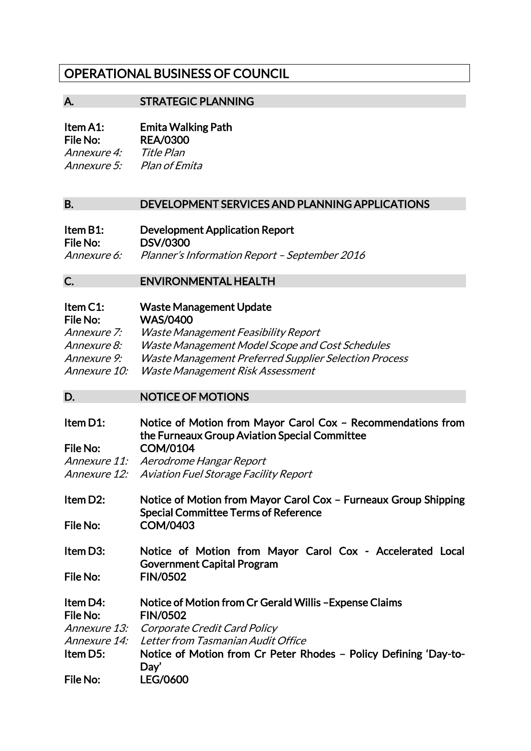# OPERATIONAL BUSINESS OF COUNCIL

## A. STRATEGIC PLANNING

**Item A1:** **Emita Walking Path**
**File No:** **REA/0300**
*Annexure 4:* *Title Plan*
*Annexure 5:* *Plan of Emita*

## B. DEVELOPMENT SERVICES AND PLANNING APPLICATIONS

**Item B1:** **Development Application Report**
**File No:** **DSV/0300**
*Annexure 6:* *Planner's Information Report – September 2016*

## C. ENVIRONMENTAL HEALTH

**Item C1:** **Waste Management Update**
**File No:** **WAS/0400**
*Annexure 7:* *Waste Management Feasibility Report*
*Annexure 8:* *Waste Management Model Scope and Cost Schedules*
*Annexure 9:* *Waste Management Preferred Supplier Selection Process*
*Annexure 10:* *Waste Management Risk Assessment*

## D. NOTICE OF MOTIONS

**Item D1:** **Notice of Motion from Mayor Carol Cox – Recommendations from the Furneaux Group Aviation Special Committee**
**File No:** **COM/0104**
*Annexure 11:* *Aerodrome Hangar Report*
*Annexure 12:* *Aviation Fuel Storage Facility Report*

**Item D2:** **Notice of Motion from Mayor Carol Cox – Furneaux Group Shipping Special Committee Terms of Reference**
**File No:** **COM/0403**

**Item D3:** **Notice of Motion from Mayor Carol Cox - Accelerated Local Government Capital Program**
**File No:** **FIN/0502**

**Item D4:** **Notice of Motion from Cr Gerald Willis –Expense Claims**
**File No:** **FIN/0502**
*Annexure 13:* *Corporate Credit Card Policy*
*Annexure 14:* *Letter from Tasmanian Audit Office*
**Item D5:** **Notice of Motion from Cr Peter Rhodes – Policy Defining 'Day-to-Day'**
**File No:** **LEG/0600**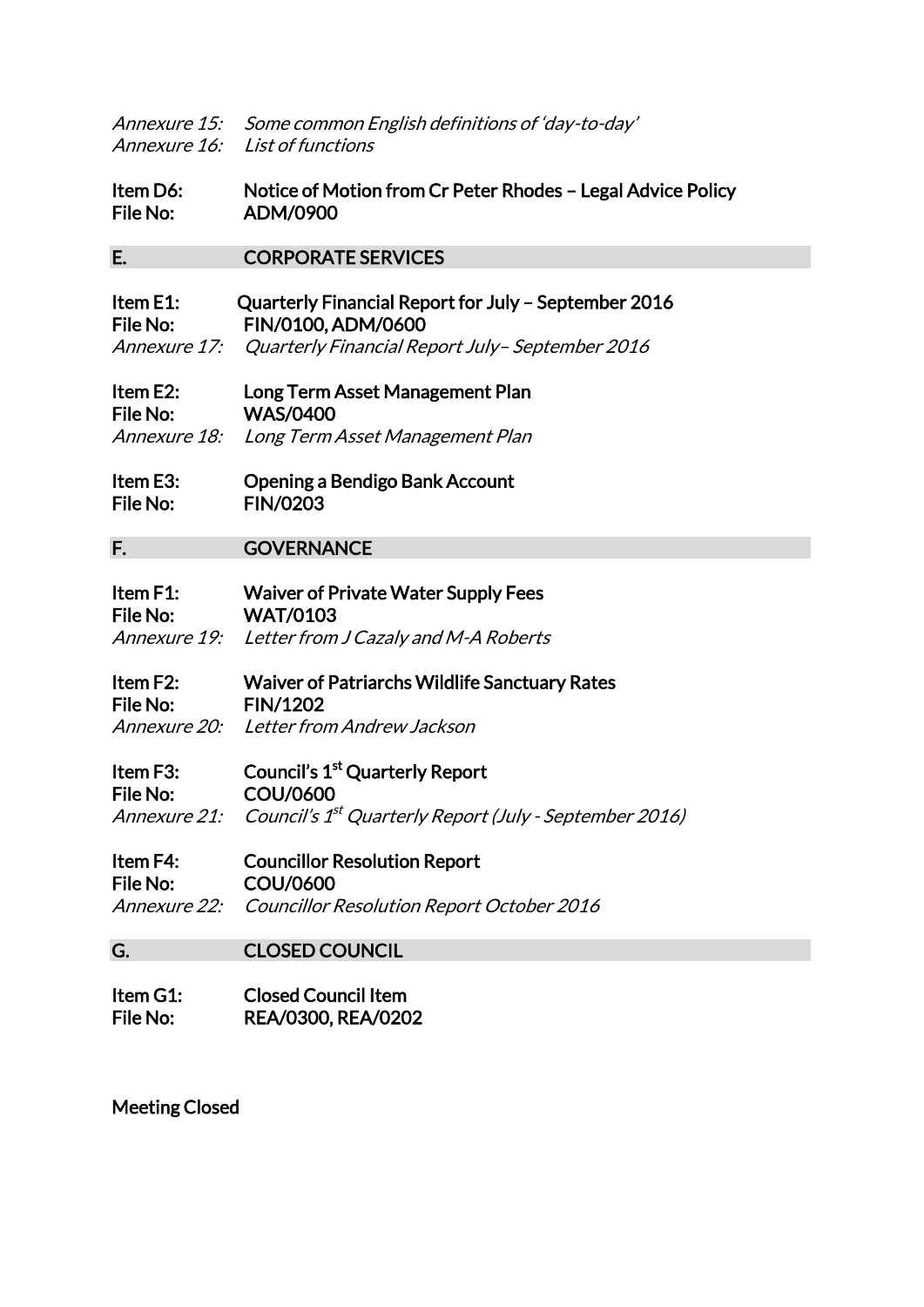*Annexure 15: Some common English definitions of 'day-to-day'*
*Annexure 16: List of functions*

**Item D6: Notice of Motion from Cr Peter Rhodes – Legal Advice Policy**
**File No: ADM/0900**

## E. CORPORATE SERVICES

**Item E1: Quarterly Financial Report for July – September 2016**
**File No: FIN/0100, ADM/0600**
*Annexure 17: Quarterly Financial Report July– September 2016*

**Item E2: Long Term Asset Management Plan**
**File No: WAS/0400**
*Annexure 18: Long Term Asset Management Plan*

**Item E3: Opening a Bendigo Bank Account**
**File No: FIN/0203**

## F. GOVERNANCE

**Item F1: Waiver of Private Water Supply Fees**
**File No: WAT/0103**
*Annexure 19: Letter from J Cazaly and M-A Roberts*

**Item F2: Waiver of Patriarchs Wildlife Sanctuary Rates**
**File No: FIN/1202**
*Annexure 20: Letter from Andrew Jackson*

**Item F3: Council's 1st Quarterly Report**
**File No: COU/0600**
*Annexure 21: Council's 1st Quarterly Report (July - September 2016)*

**Item F4: Councillor Resolution Report**
**File No: COU/0600**
*Annexure 22: Councillor Resolution Report October 2016*

## G. CLOSED COUNCIL

**Item G1: Closed Council Item**
**File No: REA/0300, REA/0202**

**Meeting Closed**